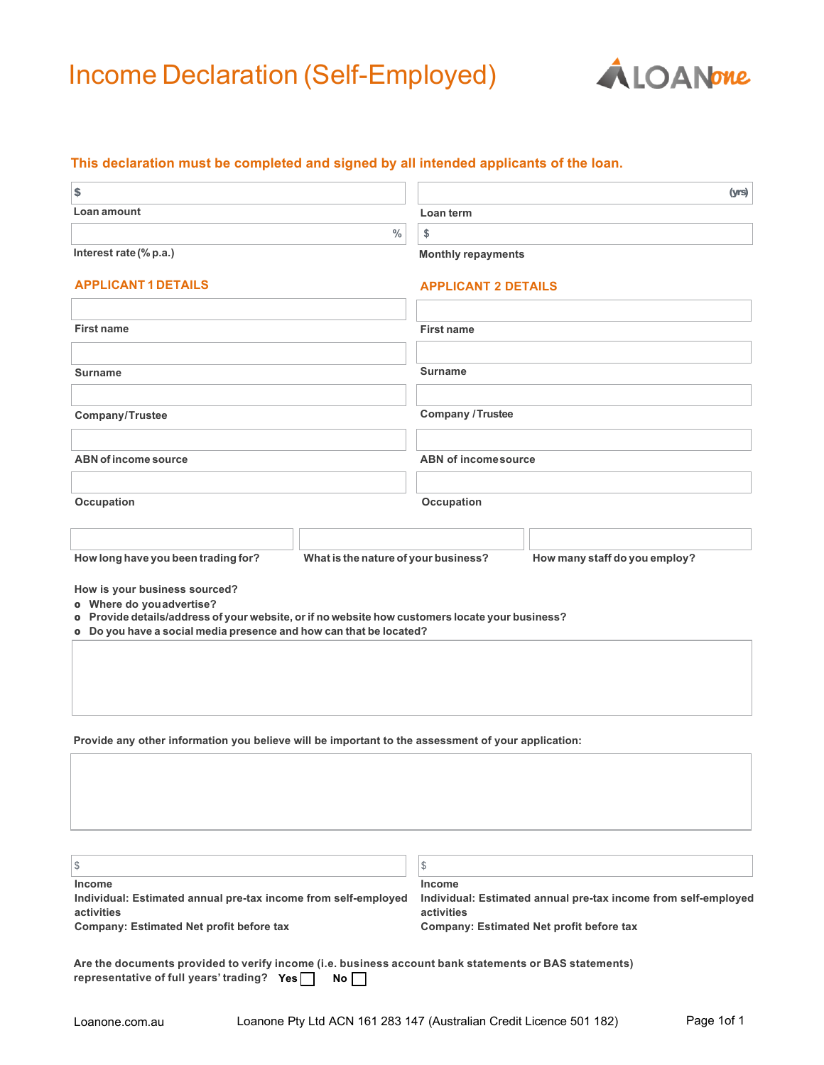# Income Declaration (Self-Employed)

LOANone

**This declaration must be completed and signed by all intended applicants of the loan.**

| $ | (yrs) |
|---|---|
| **Loan amount** | **Loan term** |
| % | $ |
| **Interest rate (% p.a.)** | **Monthly repayments** |

## APPLICANT 1 DETAILS

**First name**

**Surname**

**Company/Trustee**

**ABN of income source**

**Occupation**

## APPLICANT 2 DETAILS

**First name**

**Surname**

**Company / Trustee**

**ABN of income source**

**Occupation**

| | | |
|---|---|---|
| **How long have you been trading for?** | **What is the nature of your business?** | **How many staff do you employ?** |

**How is your business sourced?**

- **Where do you advertise?**
- **Provide details/address of your website, or if no website how customers locate your business?**
- **Do you have a social media presence and how can that be located?**

**Provide any other information you believe will be important to the assessment of your application:**

| $ | $ |
|---|---|
| **Income**<br>**Individual: Estimated annual pre-tax income from self-employed activities**<br>**Company: Estimated Net profit before tax** | **Income**<br>**Individual: Estimated annual pre-tax income from self-employed activities**<br>**Company: Estimated Net profit before tax** |

**Are the documents provided to verify income (i.e. business account bank statements or BAS statements) representative of full years' trading?** **Yes** ☐ **No** ☐

Loanone.com.au Loanone Pty Ltd ACN 161 283 147 (Australian Credit Licence 501 182)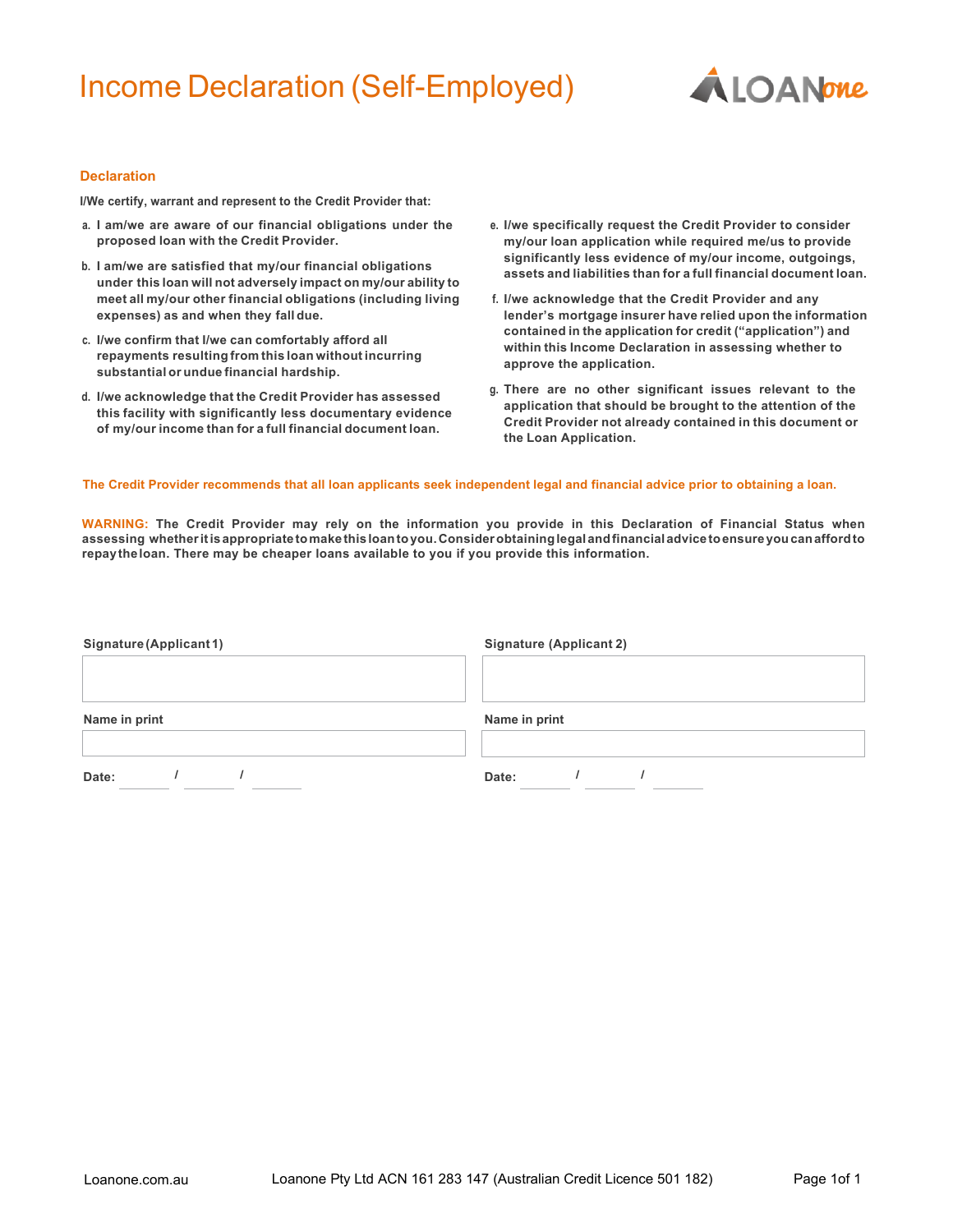# Income Declaration (Self-Employed)

## Declaration

**I/We certify, warrant and represent to the Credit Provider that:**

a. **I am/we are aware of our financial obligations under the proposed loan with the Credit Provider.**

b. **I am/we are satisfied that my/our financial obligations under this loan will not adversely impact on my/our ability to meet all my/our other financial obligations (including living expenses) as and when they fall due.**

c. **I/we confirm that I/we can comfortably afford all repayments resulting from this loan without incurring substantial or undue financial hardship.**

d. **I/we acknowledge that the Credit Provider has assessed this facility with significantly less documentary evidence of my/our income than for a full financial document loan.**

e. **I/we specifically request the Credit Provider to consider my/our loan application while required me/us to provide significantly less evidence of my/our income, outgoings, assets and liabilities than for a full financial document loan.**

f. **I/we acknowledge that the Credit Provider and any lender's mortgage insurer have relied upon the information contained in the application for credit ("application") and within this Income Declaration in assessing whether to approve the application.**

g. **There are no other significant issues relevant to the application that should be brought to the attention of the Credit Provider not already contained in this document or the Loan Application.**

**The Credit Provider recommends that all loan applicants seek independent legal and financial advice prior to obtaining a loan.**

**WARNING: The Credit Provider may rely on the information you provide in this Declaration of Financial Status when assessing whether it is appropriate to make this loan to you. Consider obtaining legal and financial advice to ensure you can afford to repay the loan. There may be cheaper loans available to you if you provide this information.**

| Signature (Applicant 1) | Signature (Applicant 2) |
|---|---|
| | |
| **Name in print** | **Name in print** |
| | |
| **Date:** ____ / ____ / ____ | **Date:** ____ / ____ / ____ |

Loanone.com.au    Loanone Pty Ltd ACN 161 283 147 (Australian Credit Licence 501 182)